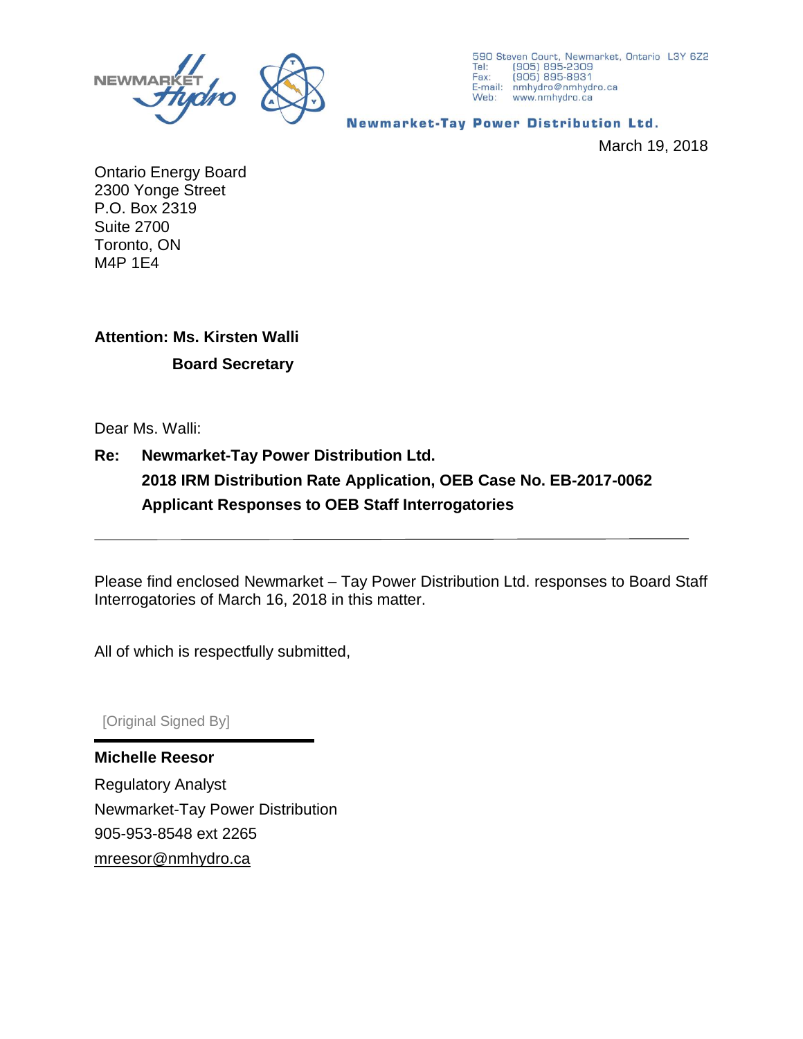NEWMARKET Hydro

590 Steven Court, Newmarket, Ontario L3Y 6Z2
Tel: (905) 895-2309
Fax: (905) 895-8931
E-mail: nmhydro@nmhydro.ca
Web: www.nmhydro.ca

**Newmarket-Tay Power Distribution Ltd.**

March 19, 2018

Ontario Energy Board
2300 Yonge Street
P.O. Box 2319
Suite 2700
Toronto, ON
M4P 1E4

**Attention: Ms. Kirsten Walli**
**Board Secretary**

Dear Ms. Walli:

**Re: Newmarket-Tay Power Distribution Ltd.**
**2018 IRM Distribution Rate Application, OEB Case No. EB-2017-0062**
**Applicant Responses to OEB Staff Interrogatories**

---

Please find enclosed Newmarket – Tay Power Distribution Ltd. responses to Board Staff Interrogatories of March 16, 2018 in this matter.

All of which is respectfully submitted,

[Original Signed By]

**Michelle Reesor**
Regulatory Analyst
Newmarket-Tay Power Distribution
905-953-8548 ext 2265
mreesor@nmhydro.ca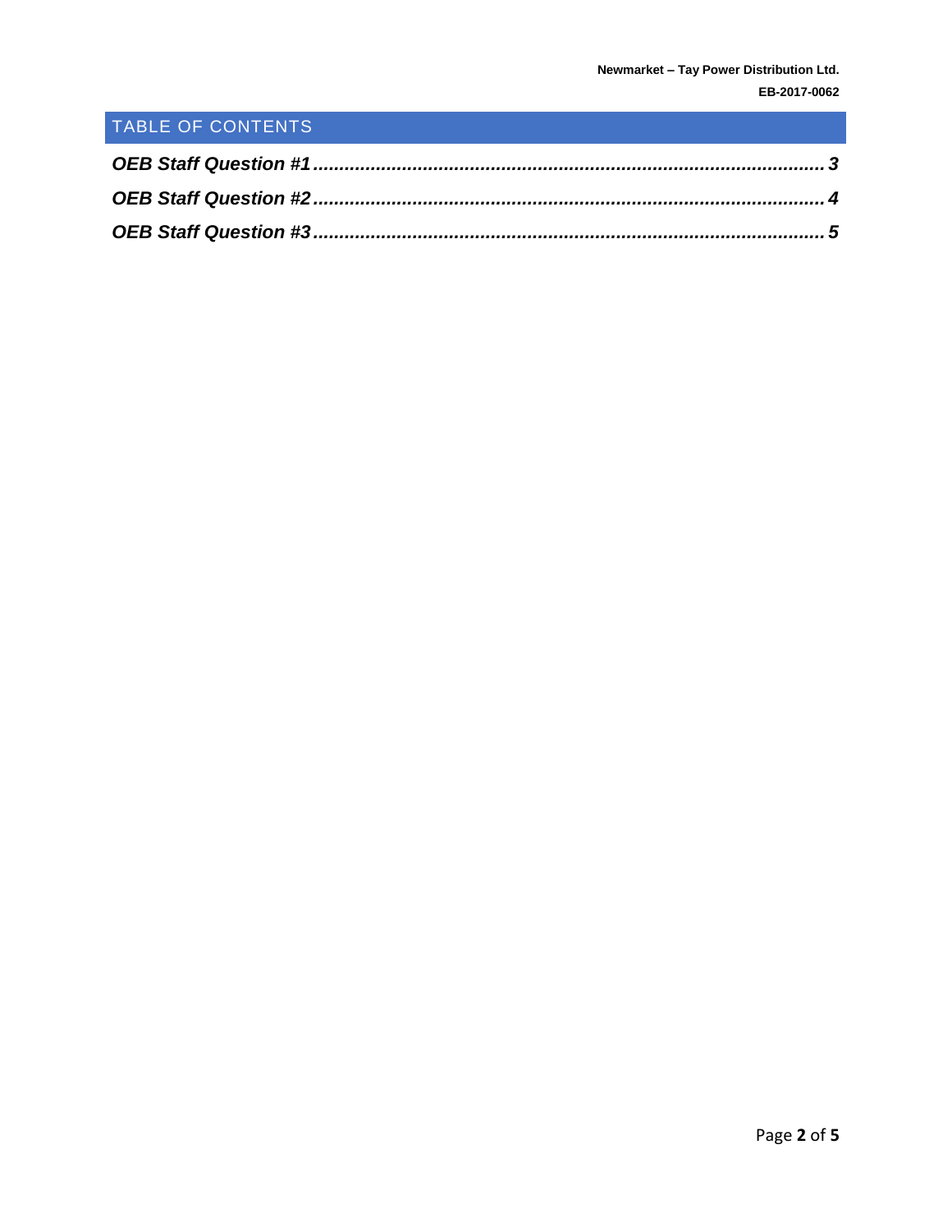# TABLE OF CONTENTS

***OEB Staff Question #1*** ................................................................................................ ***3***

***OEB Staff Question #2*** ................................................................................................ ***4***

***OEB Staff Question #3*** ................................................................................................ ***5***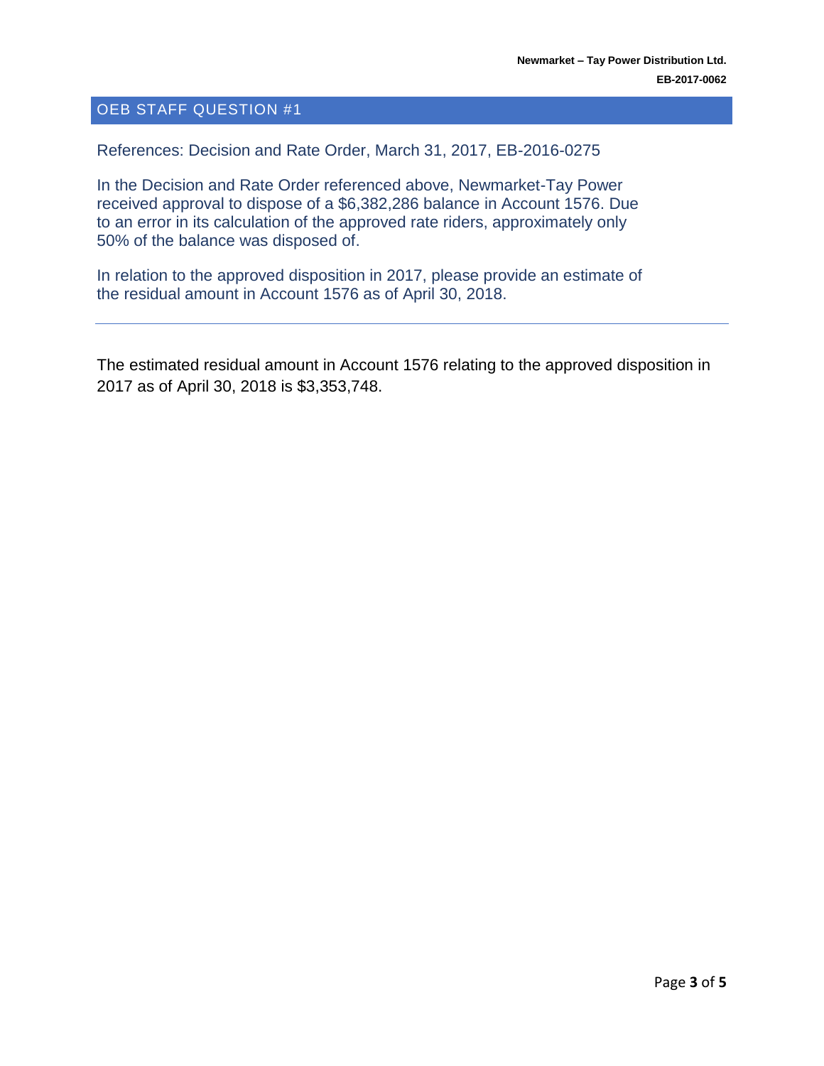## OEB STAFF QUESTION #1

References: Decision and Rate Order, March 31, 2017, EB-2016-0275

In the Decision and Rate Order referenced above, Newmarket-Tay Power received approval to dispose of a $6,382,286 balance in Account 1576. Due to an error in its calculation of the approved rate riders, approximately only 50% of the balance was disposed of.

In relation to the approved disposition in 2017, please provide an estimate of the residual amount in Account 1576 as of April 30, 2018.

---

The estimated residual amount in Account 1576 relating to the approved disposition in 2017 as of April 30, 2018 is $3,353,748.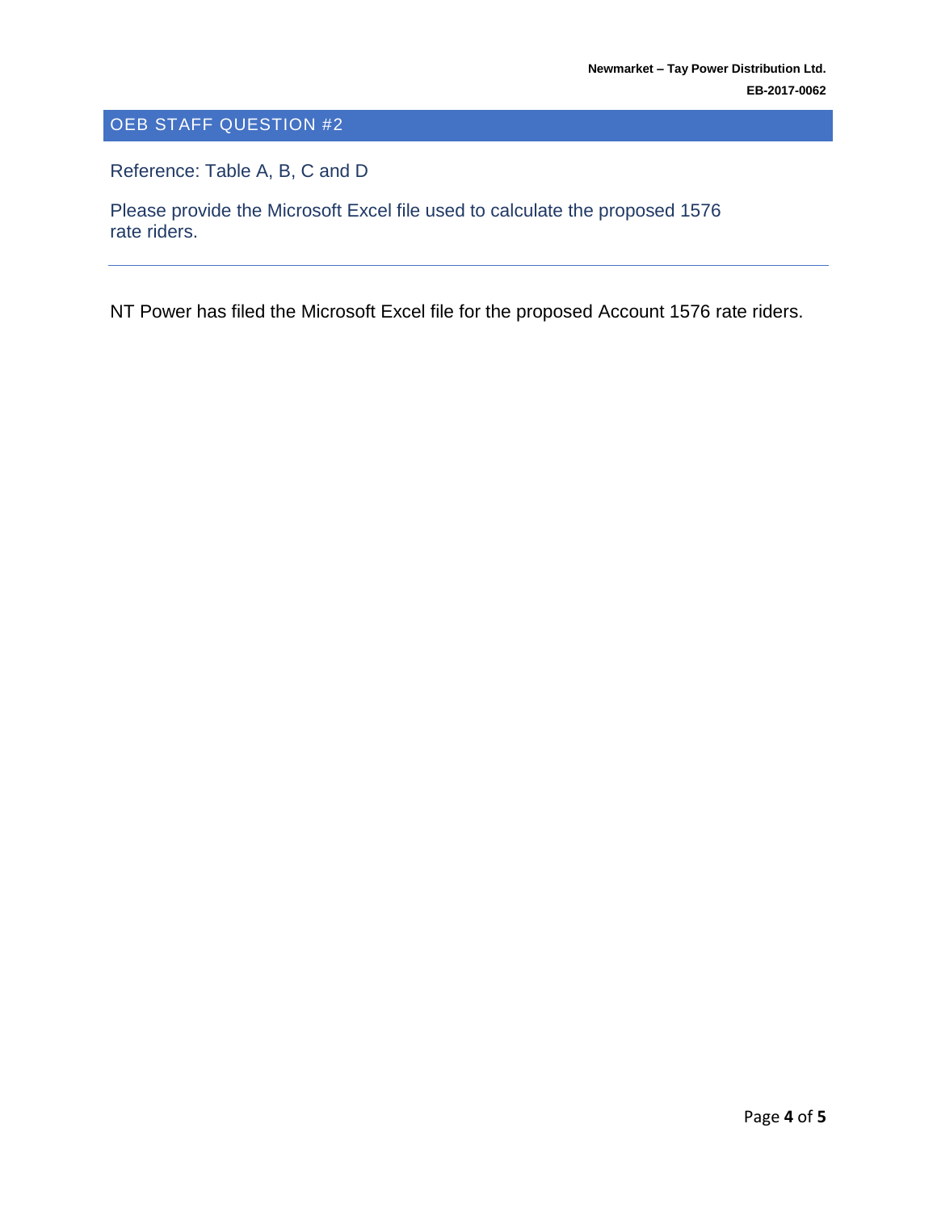## OEB STAFF QUESTION #2

Reference: Table A, B, C and D

Please provide the Microsoft Excel file used to calculate the proposed 1576 rate riders.

---

NT Power has filed the Microsoft Excel file for the proposed Account 1576 rate riders.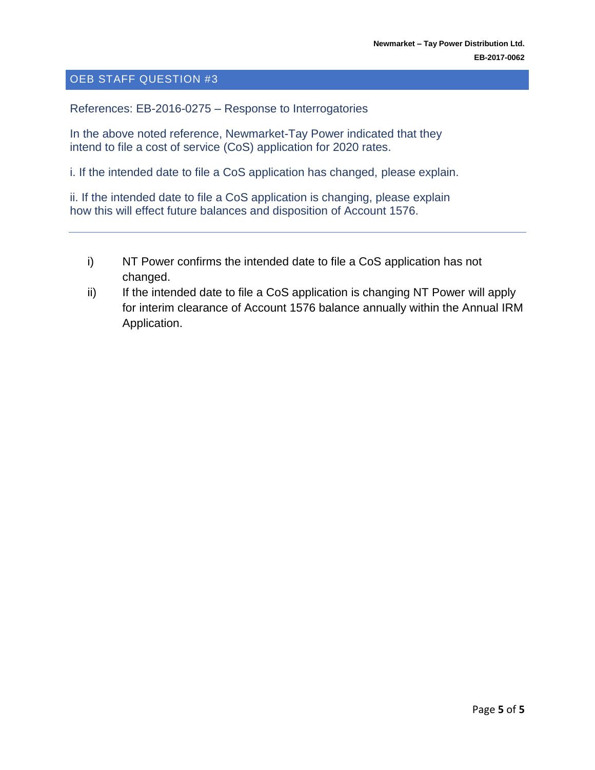## OEB STAFF QUESTION #3

References: EB-2016-0275 – Response to Interrogatories

In the above noted reference, Newmarket-Tay Power indicated that they intend to file a cost of service (CoS) application for 2020 rates.

i. If the intended date to file a CoS application has changed, please explain.

ii. If the intended date to file a CoS application is changing, please explain how this will effect future balances and disposition of Account 1576.

---

i) NT Power confirms the intended date to file a CoS application has not changed.

ii) If the intended date to file a CoS application is changing NT Power will apply for interim clearance of Account 1576 balance annually within the Annual IRM Application.